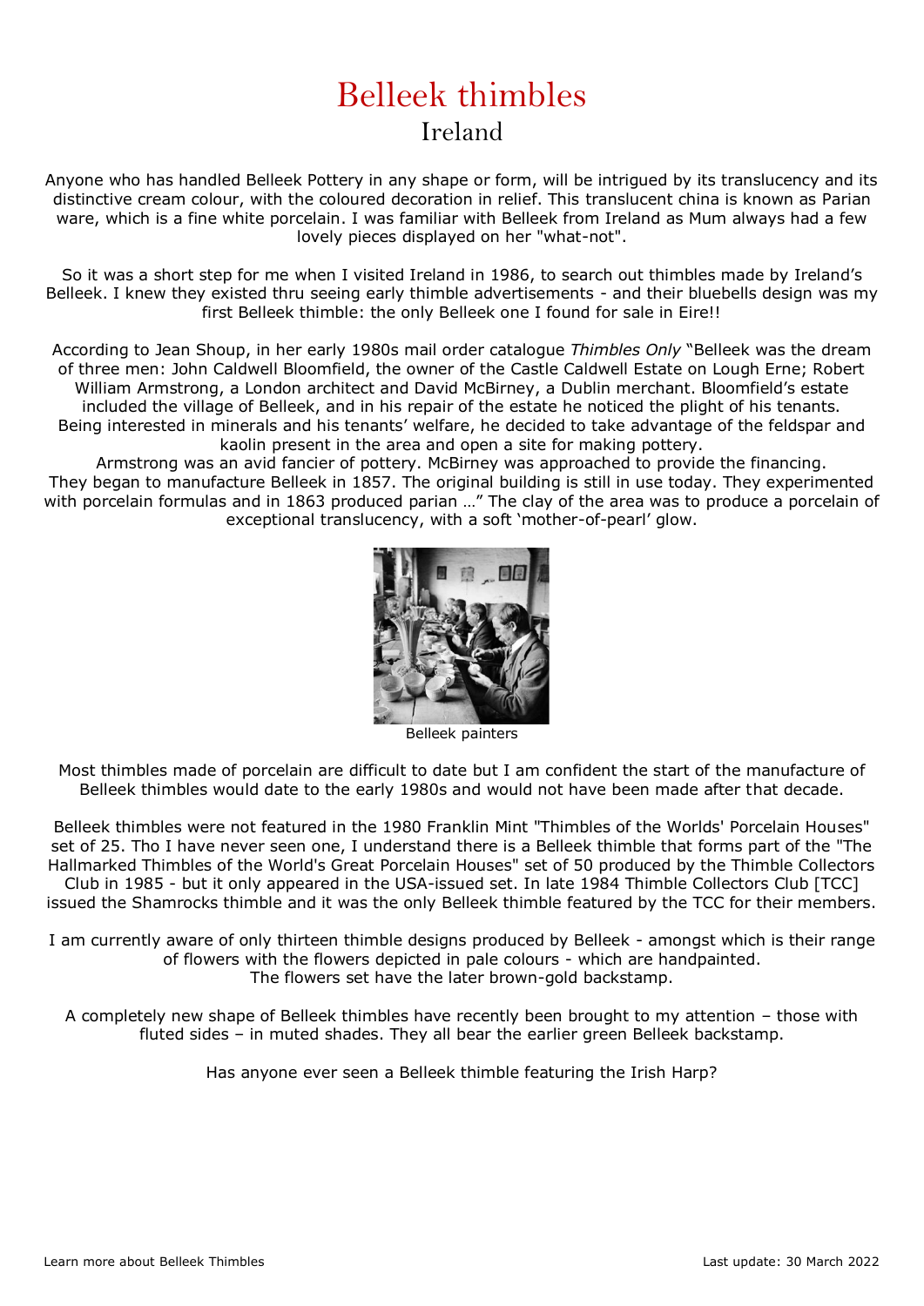# Belleek thimbles

## Ireland

Anyone who has handled Belleek Pottery in any shape or form, will be intrigued by its translucency and its distinctive cream colour, with the coloured decoration in relief. This translucent china is known as Parian ware, which is a fine white porcelain. I was familiar with Belleek from Ireland as Mum always had a few lovely pieces displayed on her "what-not".

So it was a short step for me when I visited Ireland in 1986, to search out thimbles made by Ireland's Belleek. I knew they existed thru seeing early thimble advertisements - and their bluebells design was my first Belleek thimble: the only Belleek one I found for sale in Eire!!

According to Jean Shoup, in her early 1980s mail order catalogue *Thimbles Only* "Belleek was the dream of three men: John Caldwell Bloomfield, the owner of the Castle Caldwell Estate on Lough Erne; Robert William Armstrong, a London architect and David McBirney, a Dublin merchant. Bloomfield's estate included the village of Belleek, and in his repair of the estate he noticed the plight of his tenants. Being interested in minerals and his tenants' welfare, he decided to take advantage of the feldspar and kaolin present in the area and open a site for making pottery.
Armstrong was an avid fancier of pottery. McBirney was approached to provide the financing. They began to manufacture Belleek in 1857. The original building is still in use today. They experimented with porcelain formulas and in 1863 produced parian …" The clay of the area was to produce a porcelain of exceptional translucency, with a soft 'mother-of-pearl' glow.

Belleek painters

Most thimbles made of porcelain are difficult to date but I am confident the start of the manufacture of Belleek thimbles would date to the early 1980s and would not have been made after that decade.

Belleek thimbles were not featured in the 1980 Franklin Mint "Thimbles of the Worlds' Porcelain Houses" set of 25. Tho I have never seen one, I understand there is a Belleek thimble that forms part of the "The Hallmarked Thimbles of the World's Great Porcelain Houses" set of 50 produced by the Thimble Collectors Club in 1985 - but it only appeared in the USA-issued set. In late 1984 Thimble Collectors Club [TCC] issued the Shamrocks thimble and it was the only Belleek thimble featured by the TCC for their members.

I am currently aware of only thirteen thimble designs produced by Belleek - amongst which is their range of flowers with the flowers depicted in pale colours - which are handpainted.
The flowers set have the later brown-gold backstamp.

A completely new shape of Belleek thimbles have recently been brought to my attention – those with fluted sides – in muted shades. They all bear the earlier green Belleek backstamp.

Has anyone ever seen a Belleek thimble featuring the Irish Harp?

Learn more about Belleek Thimbles

Last update: 30 March 2022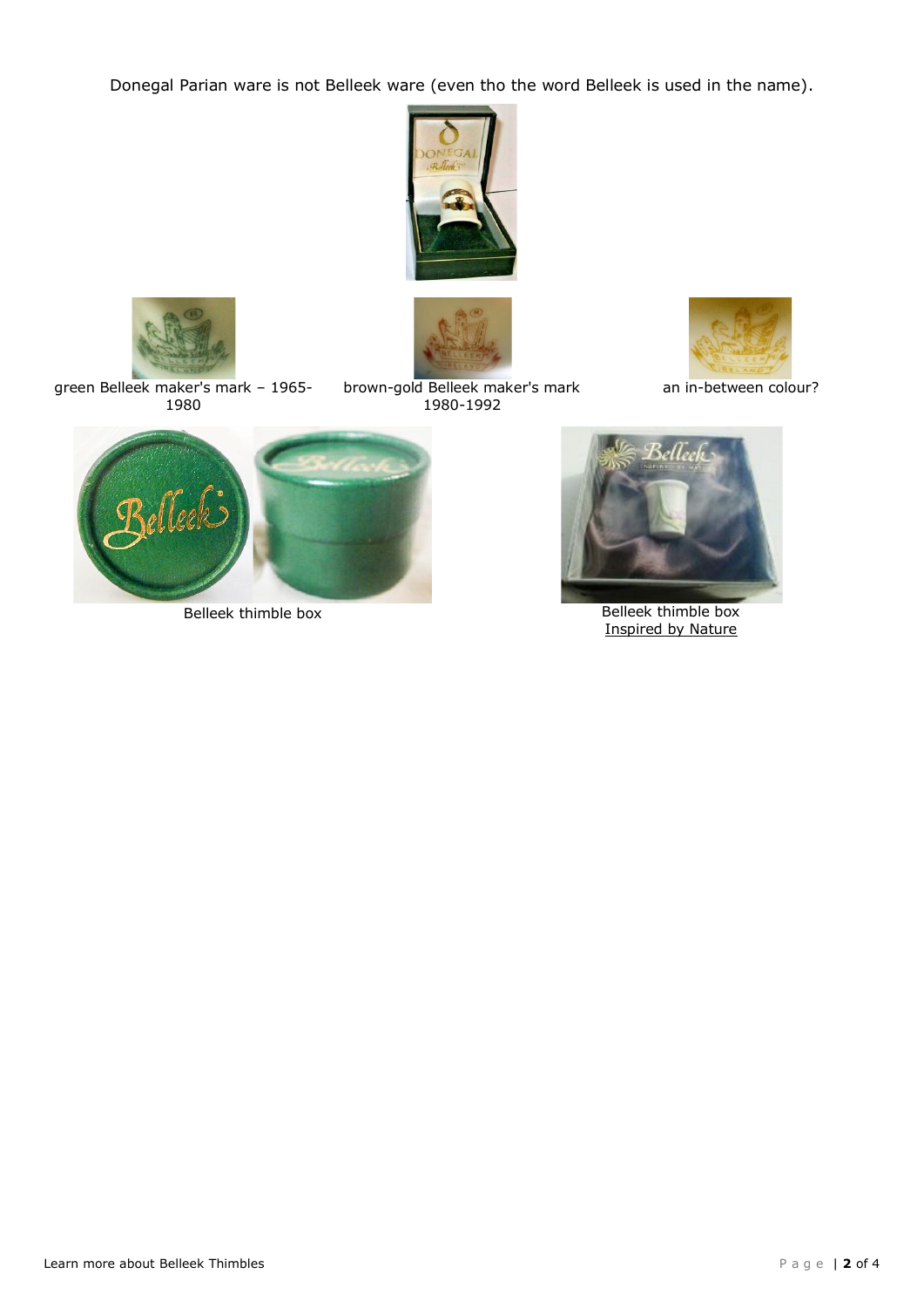Donegal Parian ware is not Belleek ware (even tho the word Belleek is used in the name).

green Belleek maker's mark – 1965-1980

brown-gold Belleek maker's mark 1980-1992

an in-between colour?

Belleek thimble box

Belleek thimble box
Inspired by Nature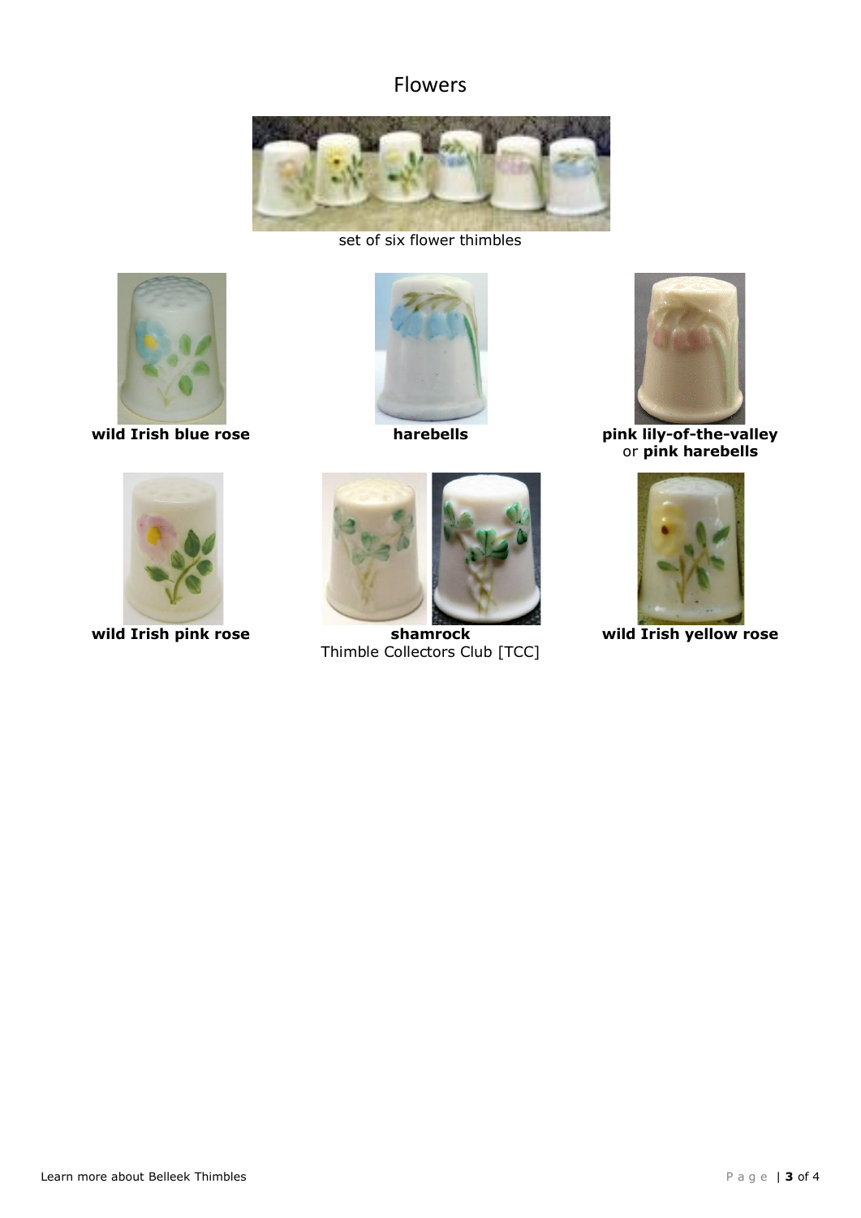# Flowers

set of six flower thimbles

**wild Irish blue rose**

**harebells**

**pink lily-of-the-valley** or **pink harebells**

**wild Irish pink rose**

**shamrock**
Thimble Collectors Club [TCC]

**wild Irish yellow rose**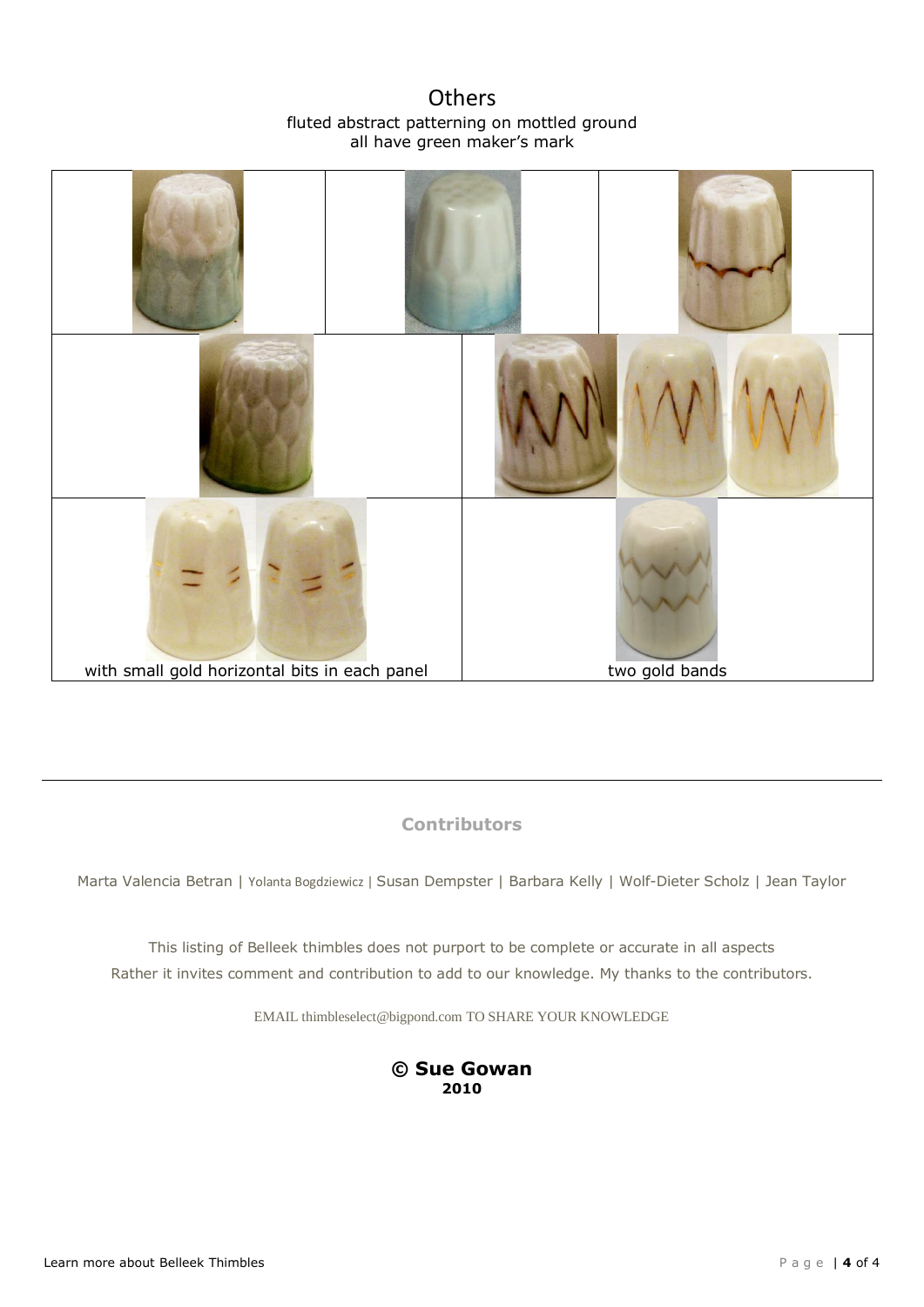## Others

fluted abstract patterning on mottled ground
all have green maker's mark

| | |
|---|---|
| with small gold horizontal bits in each panel | two gold bands |

---

**Contributors**

Marta Valencia Betran | Yolanta Bogdziewicz | Susan Dempster | Barbara Kelly | Wolf-Dieter Scholz | Jean Taylor

This listing of Belleek thimbles does not purport to be complete or accurate in all aspects
Rather it invites comment and contribution to add to our knowledge. My thanks to the contributors.

EMAIL thimbleselect@bigpond.com TO SHARE YOUR KNOWLEDGE

**© Sue Gowan**
**2010**

Learn more about Belleek Thimbles